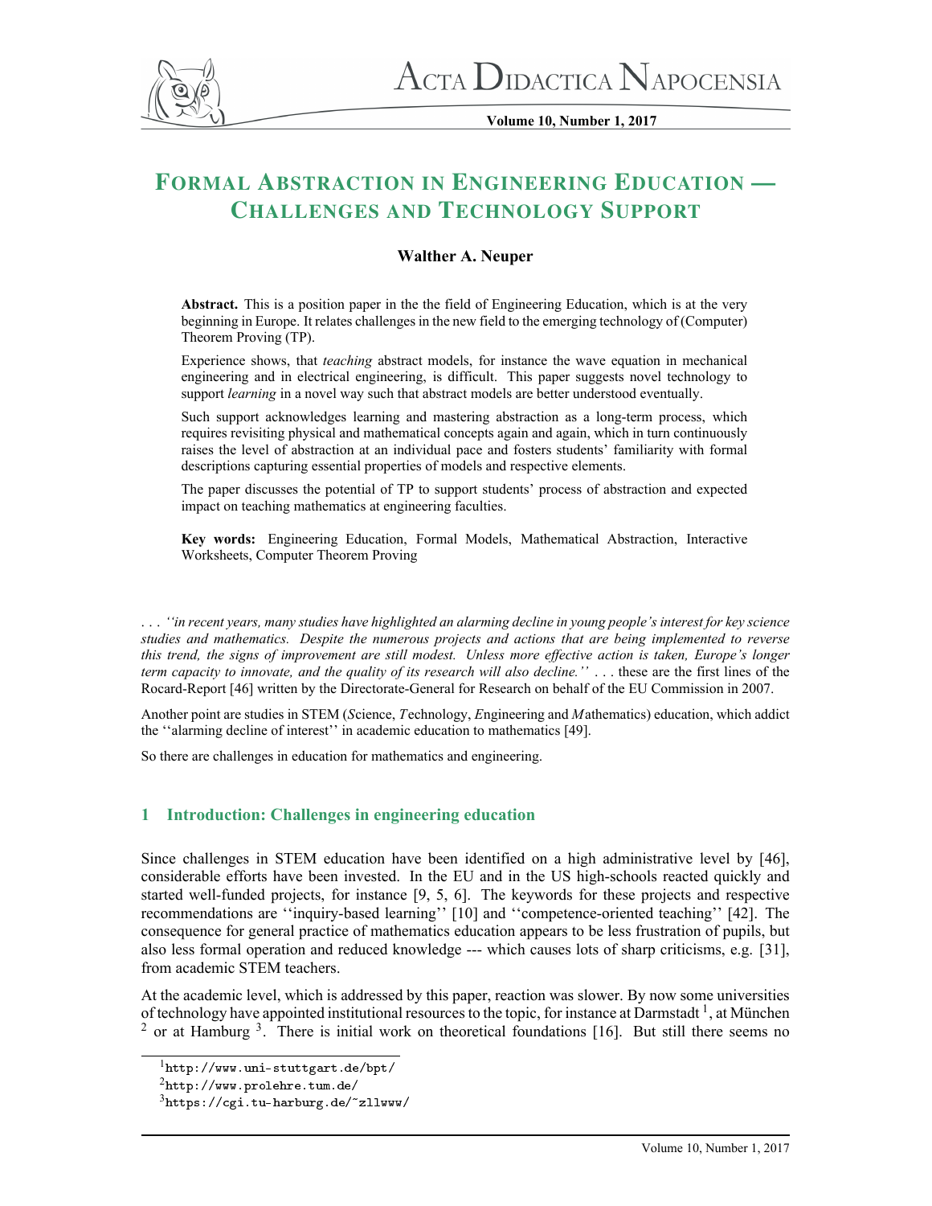# Formal Abstraction in Engineering Education — Challenges and Technology Support

**Walther A. Neuper**

**Abstract.** This is a position paper in the the field of Engineering Education, which is at the very beginning in Europe. It relates challenges in the new field to the emerging technology of (Computer) Theorem Proving (TP).

Experience shows, that *teaching* abstract models, for instance the wave equation in mechanical engineering and in electrical engineering, is difficult. This paper suggests novel technology to support *learning* in a novel way such that abstract models are better understood eventually.

Such support acknowledges learning and mastering abstraction as a long-term process, which requires revisiting physical and mathematical concepts again and again, which in turn continuously raises the level of abstraction at an individual pace and fosters students' familiarity with formal descriptions capturing essential properties of models and respective elements.

The paper discusses the potential of TP to support students' process of abstraction and expected impact on teaching mathematics at engineering faculties.

**Key words:** Engineering Education, Formal Models, Mathematical Abstraction, Interactive Worksheets, Computer Theorem Proving

. . . *''in recent years, many studies have highlighted an alarming decline in young people's interest for key science studies and mathematics. Despite the numerous projects and actions that are being implemented to reverse this trend, the signs of improvement are still modest. Unless more effective action is taken, Europe's longer term capacity to innovate, and the quality of its research will also decline.''* . . . these are the first lines of the Rocard-Report [46] written by the Directorate-General for Research on behalf of the EU Commission in 2007.

Another point are studies in STEM (*S*cience, *T*echnology, *E*ngineering and *M*athematics) education, which addict the ''alarming decline of interest'' in academic education to mathematics [49].

So there are challenges in education for mathematics and engineering.

## 1 Introduction: Challenges in engineering education

Since challenges in STEM education have been identified on a high administrative level by [46], considerable efforts have been invested. In the EU and in the US high-schools reacted quickly and started well-funded projects, for instance [9, 5, 6]. The keywords for these projects and respective recommendations are ''inquiry-based learning'' [10] and ''competence-oriented teaching'' [42]. The consequence for general practice of mathematics education appears to be less frustration of pupils, but also less formal operation and reduced knowledge --- which causes lots of sharp criticisms, e.g. [31], from academic STEM teachers.

At the academic level, which is addressed by this paper, reaction was slower. By now some universities of technology have appointed institutional resources to the topic, for instance at Darmstadt [1], at München [2] or at Hamburg [3]. There is initial work on theoretical foundations [16]. But still there seems no

[1] http://www.uni-stuttgart.de/bpt/

[2] http://www.prolehre.tum.de/

[3] https://cgi.tu-harburg.de/~zllwww/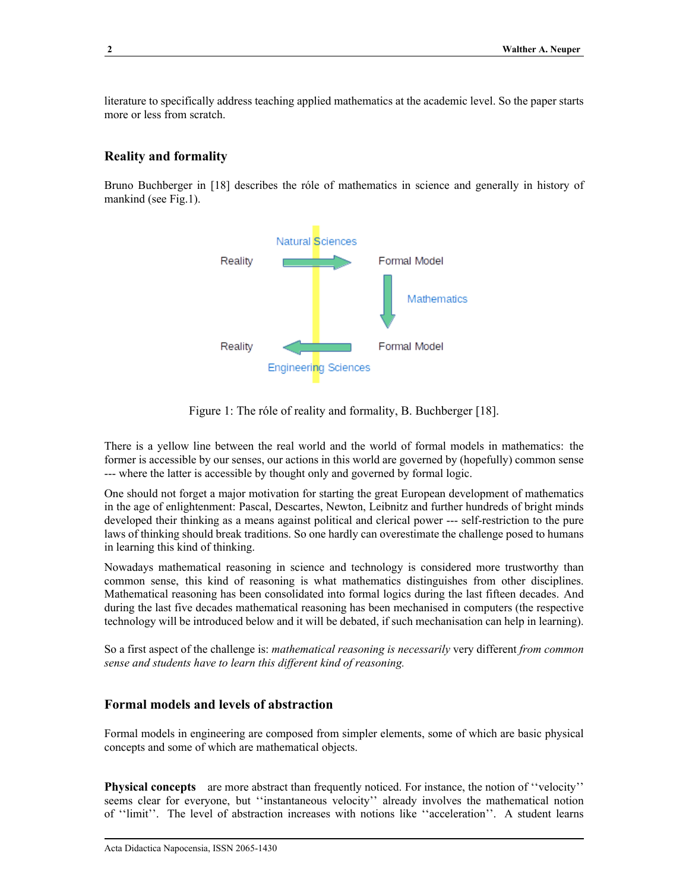literature to specifically address teaching applied mathematics at the academic level. So the paper starts more or less from scratch.

## Reality and formality

Bruno Buchberger in [18] describes the róle of mathematics in science and generally in history of mankind (see Fig.1).

Figure 1: The róle of reality and formality, B. Buchberger [18].

There is a yellow line between the real world and the world of formal models in mathematics: the former is accessible by our senses, our actions in this world are governed by (hopefully) common sense --- where the latter is accessible by thought only and governed by formal logic.

One should not forget a major motivation for starting the great European development of mathematics in the age of enlightenment: Pascal, Descartes, Newton, Leibnitz and further hundreds of bright minds developed their thinking as a means against political and clerical power --- self-restriction to the pure laws of thinking should break traditions. So one hardly can overestimate the challenge posed to humans in learning this kind of thinking.

Nowadays mathematical reasoning in science and technology is considered more trustworthy than common sense, this kind of reasoning is what mathematics distinguishes from other disciplines. Mathematical reasoning has been consolidated into formal logics during the last fifteen decades. And during the last five decades mathematical reasoning has been mechanised in computers (the respective technology will be introduced below and it will be debated, if such mechanisation can help in learning).

So a first aspect of the challenge is: *mathematical reasoning is necessarily* very different *from common sense and students have to learn this different kind of reasoning.*

## Formal models and levels of abstraction

Formal models in engineering are composed from simpler elements, some of which are basic physical concepts and some of which are mathematical objects.

**Physical concepts** are more abstract than frequently noticed. For instance, the notion of ''velocity'' seems clear for everyone, but ''instantaneous velocity'' already involves the mathematical notion of ''limit''. The level of abstraction increases with notions like ''acceleration''. A student learns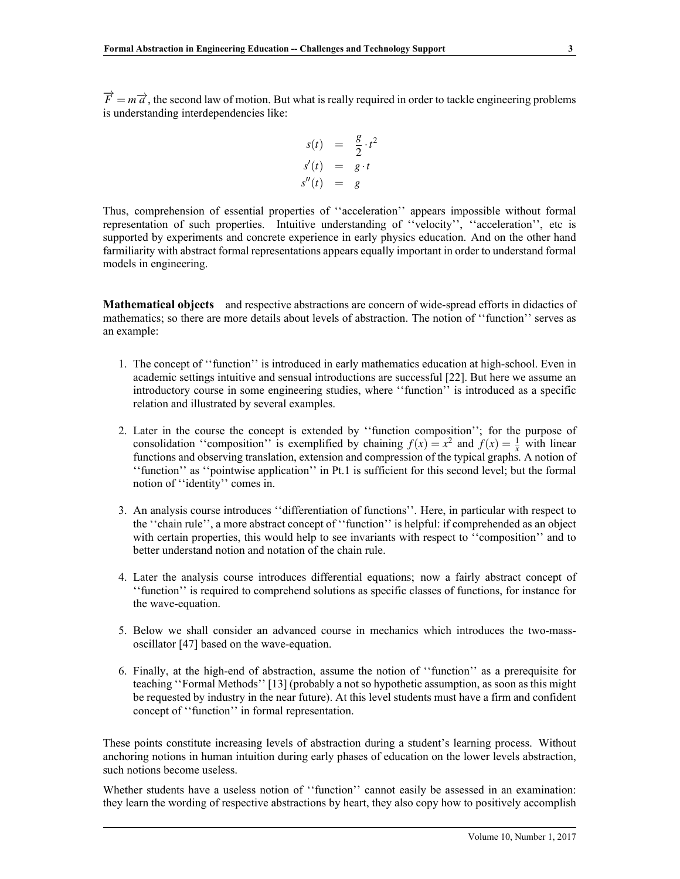$\overrightarrow{F} = m\overrightarrow{a}$, the second law of motion. But what is really required in order to tackle engineering problems is understanding interdependencies like:

$$
\begin{aligned}
s(t) &= \frac{g}{2} \cdot t^2 \\
s'(t) &= g \cdot t \\
s''(t) &= g
\end{aligned}
$$

Thus, comprehension of essential properties of ‘‘acceleration’’ appears impossible without formal representation of such properties. Intuitive understanding of ‘‘velocity’’, ‘‘acceleration’’, etc is supported by experiments and concrete experience in early physics education. And on the other hand farmiliarity with abstract formal representations appears equally important in order to understand formal models in engineering.

**Mathematical objects** and respective abstractions are concern of wide-spread efforts in didactics of mathematics; so there are more details about levels of abstraction. The notion of ‘‘function’’ serves as an example:

1. The concept of ‘‘function’’ is introduced in early mathematics education at high-school. Even in academic settings intuitive and sensual introductions are successful [22]. But here we assume an introductory course in some engineering studies, where ‘‘function’’ is introduced as a specific relation and illustrated by several examples.

2. Later in the course the concept is extended by ‘‘function composition’’; for the purpose of consolidation ‘‘composition’’ is exemplified by chaining $f(x) = x^2$ and $f(x) = \frac{1}{x}$ with linear functions and observing translation, extension and compression of the typical graphs. A notion of ‘‘function’’ as ‘‘pointwise application’’ in Pt.1 is sufficient for this second level; but the formal notion of ‘‘identity’’ comes in.

3. An analysis course introduces ‘‘differentiation of functions’’. Here, in particular with respect to the ‘‘chain rule’’, a more abstract concept of ‘‘function’’ is helpful: if comprehended as an object with certain properties, this would help to see invariants with respect to ‘‘composition’’ and to better understand notion and notation of the chain rule.

4. Later the analysis course introduces differential equations; now a fairly abstract concept of ‘‘function’’ is required to comprehend solutions as specific classes of functions, for instance for the wave-equation.

5. Below we shall consider an advanced course in mechanics which introduces the two-mass-oscillator [47] based on the wave-equation.

6. Finally, at the high-end of abstraction, assume the notion of ‘‘function’’ as a prerequisite for teaching ‘‘Formal Methods’’ [13] (probably a not so hypothetic assumption, as soon as this might be requested by industry in the near future). At this level students must have a firm and confident concept of ‘‘function’’ in formal representation.

These points constitute increasing levels of abstraction during a student’s learning process. Without anchoring notions in human intuition during early phases of education on the lower levels abstraction, such notions become useless.

Whether students have a useless notion of ‘‘function’’ cannot easily be assessed in an examination: they learn the wording of respective abstractions by heart, they also copy how to positively accomplish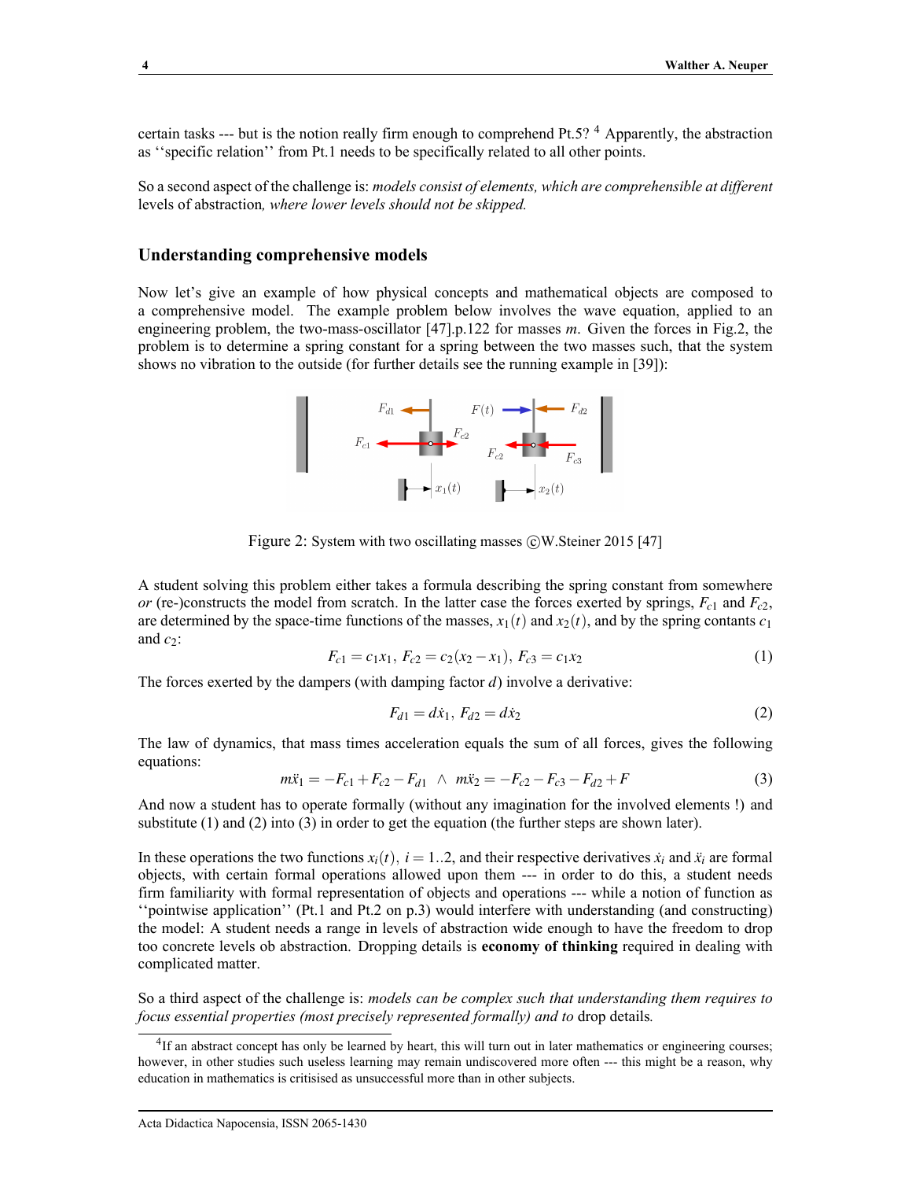certain tasks --- but is the notion really firm enough to comprehend Pt.5? [4] Apparently, the abstraction as ''specific relation'' from Pt.1 needs to be specifically related to all other points.

So a second aspect of the challenge is: *models consist of elements, which are comprehensible at different* levels of abstraction*, where lower levels should not be skipped.*

## Understanding comprehensive models

Now let's give an example of how physical concepts and mathematical objects are composed to a comprehensive model. The example problem below involves the wave equation, applied to an engineering problem, the two-mass-oscillator [47].p.122 for masses $m$. Given the forces in Fig.2, the problem is to determine a spring constant for a spring between the two masses such, that the system shows no vibration to the outside (for further details see the running example in [39]):

Figure 2: System with two oscillating masses ©W.Steiner 2015 [47]

A student solving this problem either takes a formula describing the spring constant from somewhere *or* (re-)constructs the model from scratch. In the latter case the forces exerted by springs, $F_{c1}$ and $F_{c2}$, are determined by the space-time functions of the masses, $x_1(t)$ and $x_2(t)$, and by the spring contants $c_1$ and $c_2$:

$$F_{c1} = c_1 x_1,\ F_{c2} = c_2(x_2 - x_1),\ F_{c3} = c_1 x_2 \tag{1}$$

The forces exerted by the dampers (with damping factor $d$) involve a derivative:

$$F_{d1} = d\dot{x}_1,\ F_{d2} = d\dot{x}_2 \tag{2}$$

The law of dynamics, that mass times acceleration equals the sum of all forces, gives the following equations:

$$m\ddot{x}_1 = -F_{c1} + F_{c2} - F_{d1}\ \wedge\ m\ddot{x}_2 = -F_{c2} - F_{c3} - F_{d2} + F \tag{3}$$

And now a student has to operate formally (without any imagination for the involved elements !) and substitute (1) and (2) into (3) in order to get the equation (the further steps are shown later).

In these operations the two functions $x_i(t),\ i = 1..2$, and their respective derivatives $\dot{x}_i$ and $\ddot{x}_i$ are formal objects, with certain formal operations allowed upon them --- in order to do this, a student needs firm familiarity with formal representation of objects and operations --- while a notion of function as ''pointwise application'' (Pt.1 and Pt.2 on p.3) would interfere with understanding (and constructing) the model: A student needs a range in levels of abstraction wide enough to have the freedom to drop too concrete levels ob abstraction. Dropping details is **economy of thinking** required in dealing with complicated matter.

So a third aspect of the challenge is: *models can be complex such that understanding them requires to focus essential properties (most precisely represented formally) and to* drop details*.*

[4] If an abstract concept has only be learned by heart, this will turn out in later mathematics or engineering courses; however, in other studies such useless learning may remain undiscovered more often --- this might be a reason, why education in mathematics is critisised as unsuccessful more than in other subjects.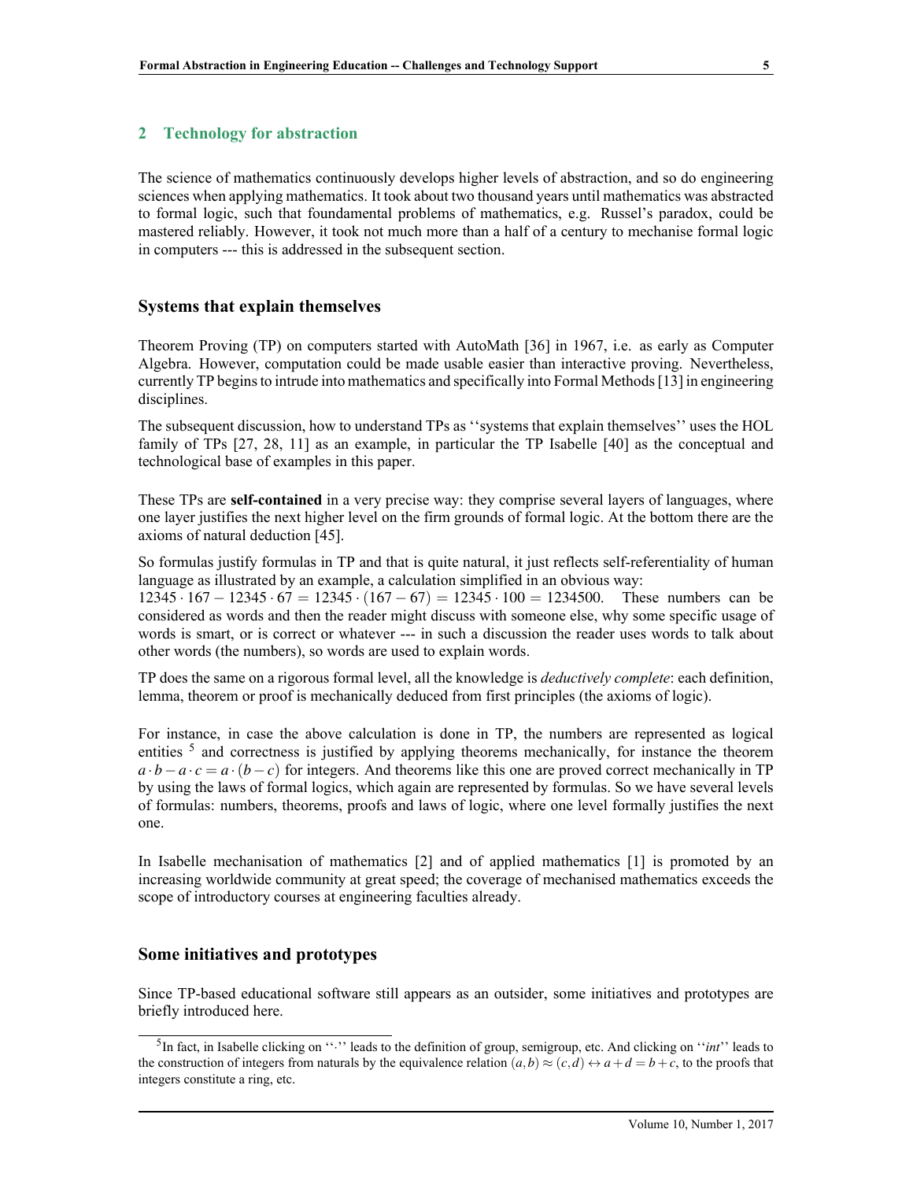## 2 Technology for abstraction

The science of mathematics continuously develops higher levels of abstraction, and so do engineering sciences when applying mathematics. It took about two thousand years until mathematics was abstracted to formal logic, such that foundamental problems of mathematics, e.g. Russel's paradox, could be mastered reliably. However, it took not much more than a half of a century to mechanise formal logic in computers --- this is addressed in the subsequent section.

### Systems that explain themselves

Theorem Proving (TP) on computers started with AutoMath [36] in 1967, i.e. as early as Computer Algebra. However, computation could be made usable easier than interactive proving. Nevertheless, currently TP begins to intrude into mathematics and specifically into Formal Methods [13] in engineering disciplines.

The subsequent discussion, how to understand TPs as ''systems that explain themselves'' uses the HOL family of TPs [27, 28, 11] as an example, in particular the TP Isabelle [40] as the conceptual and technological base of examples in this paper.

These TPs are **self-contained** in a very precise way: they comprise several layers of languages, where one layer justifies the next higher level on the firm grounds of formal logic. At the bottom there are the axioms of natural deduction [45].

So formulas justify formulas in TP and that is quite natural, it just reflects self-referentiality of human language as illustrated by an example, a calculation simplified in an obvious way:
$12345\cdot167-12345\cdot67=12345\cdot(167-67)=12345\cdot100=1234500$. These numbers can be considered as words and then the reader might discuss with someone else, why some specific usage of words is smart, or is correct or whatever --- in such a discussion the reader uses words to talk about other words (the numbers), so words are used to explain words.

TP does the same on a rigorous formal level, all the knowledge is *deductively complete*: each definition, lemma, theorem or proof is mechanically deduced from first principles (the axioms of logic).

For instance, in case the above calculation is done in TP, the numbers are represented as logical entities [5] and correctness is justified by applying theorems mechanically, for instance the theorem $a\cdot b-a\cdot c=a\cdot(b-c)$ for integers. And theorems like this one are proved correct mechanically in TP by using the laws of formal logics, which again are represented by formulas. So we have several levels of formulas: numbers, theorems, proofs and laws of logic, where one level formally justifies the next one.

In Isabelle mechanisation of mathematics [2] and of applied mathematics [1] is promoted by an increasing worldwide community at great speed; the coverage of mechanised mathematics exceeds the scope of introductory courses at engineering faculties already.

### Some initiatives and prototypes

Since TP-based educational software still appears as an outsider, some initiatives and prototypes are briefly introduced here.

---

[5] In fact, in Isabelle clicking on ''$\cdot$'' leads to the definition of group, semigroup, etc. And clicking on ''*int*'' leads to the construction of integers from naturals by the equivalence relation $(a,b)\approx(c,d)\leftrightarrow a+d=b+c$, to the proofs that integers constitute a ring, etc.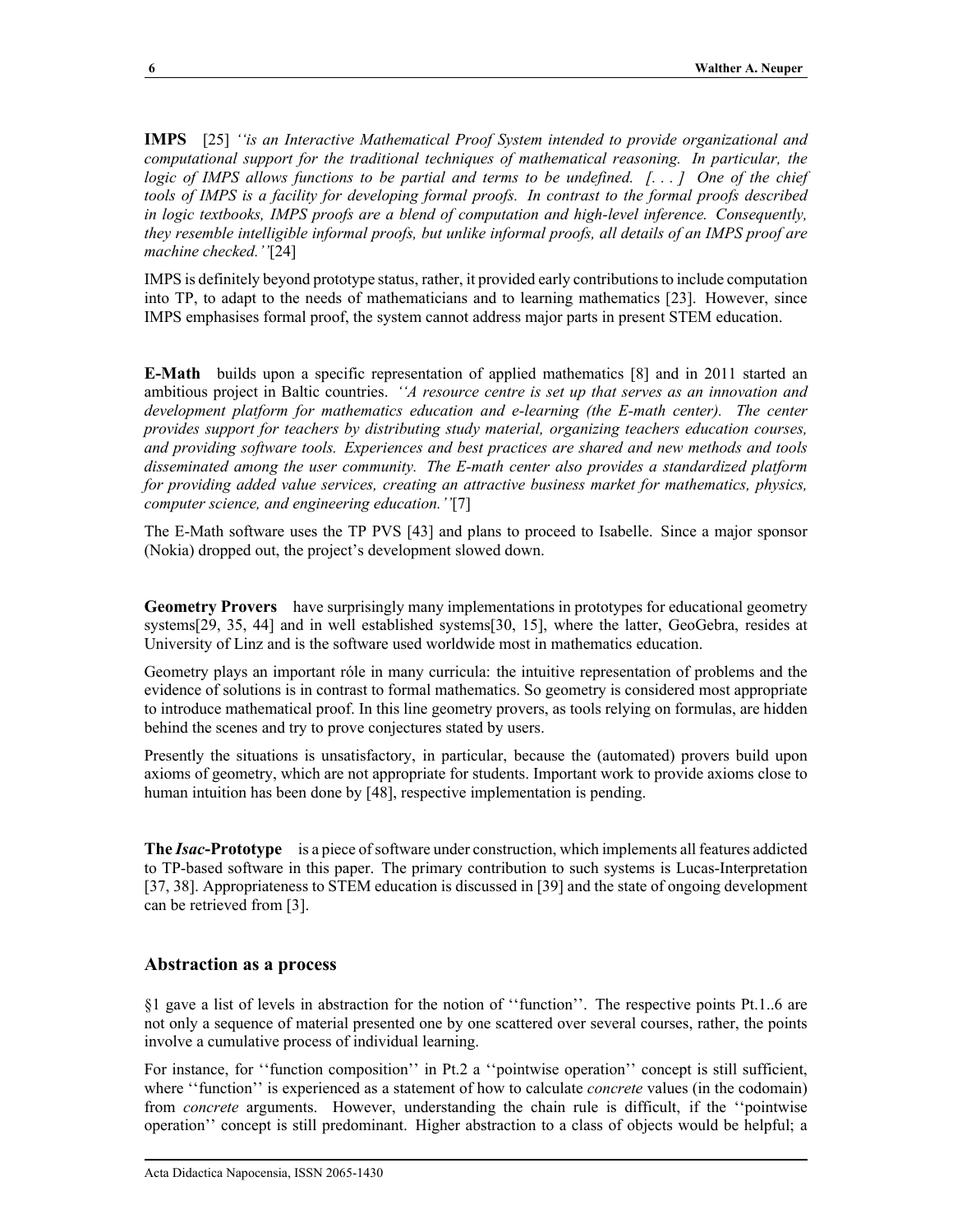**IMPS** [25] *''is an Interactive Mathematical Proof System intended to provide organizational and computational support for the traditional techniques of mathematical reasoning. In particular, the logic of IMPS allows functions to be partial and terms to be undefined. [. . . ] One of the chief tools of IMPS is a facility for developing formal proofs. In contrast to the formal proofs described in logic textbooks, IMPS proofs are a blend of computation and high-level inference. Consequently, they resemble intelligible informal proofs, but unlike informal proofs, all details of an IMPS proof are machine checked.''*[24]

IMPS is definitely beyond prototype status, rather, it provided early contributions to include computation into TP, to adapt to the needs of mathematicians and to learning mathematics [23]. However, since IMPS emphasises formal proof, the system cannot address major parts in present STEM education.

**E-Math** builds upon a specific representation of applied mathematics [8] and in 2011 started an ambitious project in Baltic countries. *''A resource centre is set up that serves as an innovation and development platform for mathematics education and e-learning (the E-math center). The center provides support for teachers by distributing study material, organizing teachers education courses, and providing software tools. Experiences and best practices are shared and new methods and tools disseminated among the user community. The E-math center also provides a standardized platform for providing added value services, creating an attractive business market for mathematics, physics, computer science, and engineering education.''*[7]

The E-Math software uses the TP PVS [43] and plans to proceed to Isabelle. Since a major sponsor (Nokia) dropped out, the project's development slowed down.

**Geometry Provers** have surprisingly many implementations in prototypes for educational geometry systems[29, 35, 44] and in well established systems[30, 15], where the latter, GeoGebra, resides at University of Linz and is the software used worldwide most in mathematics education.

Geometry plays an important róle in many curricula: the intuitive representation of problems and the evidence of solutions is in contrast to formal mathematics. So geometry is considered most appropriate to introduce mathematical proof. In this line geometry provers, as tools relying on formulas, are hidden behind the scenes and try to prove conjectures stated by users.

Presently the situations is unsatisfactory, in particular, because the (automated) provers build upon axioms of geometry, which are not appropriate for students. Important work to provide axioms close to human intuition has been done by [48], respective implementation is pending.

**The *Isac*-Prototype** is a piece of software under construction, which implements all features addicted to TP-based software in this paper. The primary contribution to such systems is Lucas-Interpretation [37, 38]. Appropriateness to STEM education is discussed in [39] and the state of ongoing development can be retrieved from [3].

## Abstraction as a process

§1 gave a list of levels in abstraction for the notion of ''function''. The respective points Pt.1..6 are not only a sequence of material presented one by one scattered over several courses, rather, the points involve a cumulative process of individual learning.

For instance, for ''function composition'' in Pt.2 a ''pointwise operation'' concept is still sufficient, where ''function'' is experienced as a statement of how to calculate *concrete* values (in the codomain) from *concrete* arguments. However, understanding the chain rule is difficult, if the ''pointwise operation'' concept is still predominant. Higher abstraction to a class of objects would be helpful; a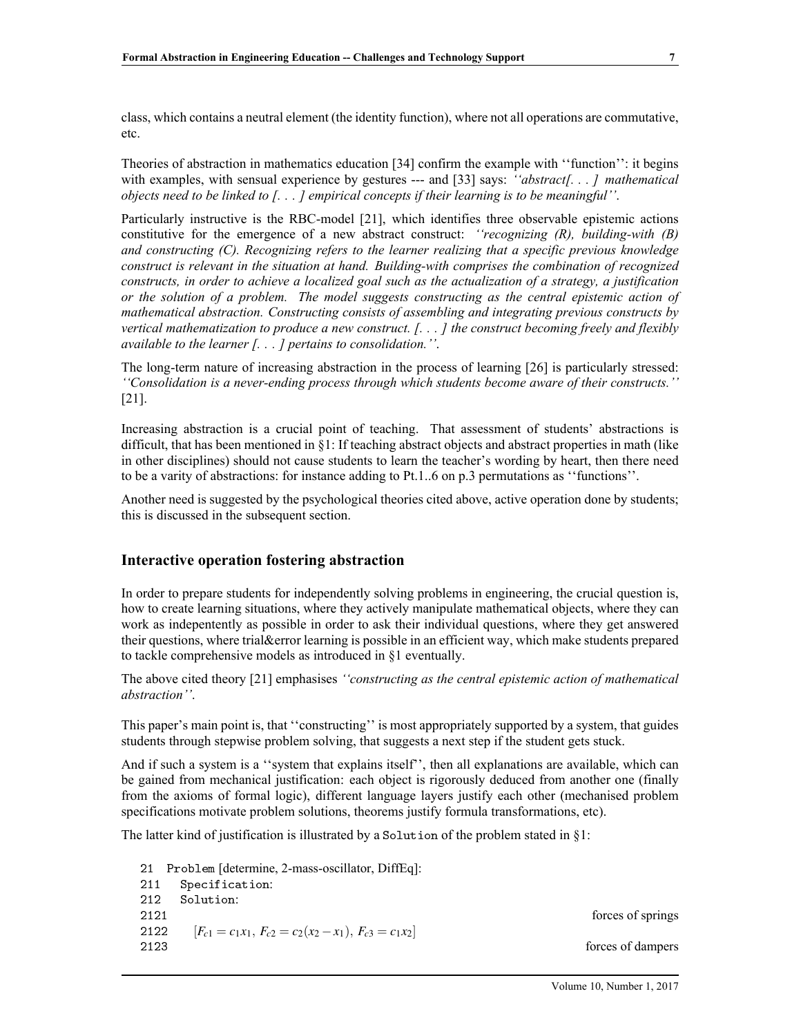class, which contains a neutral element (the identity function), where not all operations are commutative, etc.

Theories of abstraction in mathematics education [34] confirm the example with ''function'': it begins with examples, with sensual experience by gestures --- and [33] says: *''abstract[. . . ] mathematical objects need to be linked to [. . . ] empirical concepts if their learning is to be meaningful''*.

Particularly instructive is the RBC-model [21], which identifies three observable epistemic actions constitutive for the emergence of a new abstract construct: *''recognizing (R), building-with (B) and constructing (C). Recognizing refers to the learner realizing that a specific previous knowledge construct is relevant in the situation at hand. Building-with comprises the combination of recognized constructs, in order to achieve a localized goal such as the actualization of a strategy, a justification or the solution of a problem. The model suggests constructing as the central epistemic action of mathematical abstraction. Constructing consists of assembling and integrating previous constructs by vertical mathematization to produce a new construct. [. . . ] the construct becoming freely and flexibly available to the learner [. . . ] pertains to consolidation.''*.

The long-term nature of increasing abstraction in the process of learning [26] is particularly stressed: *''Consolidation is a never-ending process through which students become aware of their constructs.''* [21].

Increasing abstraction is a crucial point of teaching. That assessment of students' abstractions is difficult, that has been mentioned in §1: If teaching abstract objects and abstract properties in math (like in other disciplines) should not cause students to learn the teacher's wording by heart, then there need to be a varity of abstractions: for instance adding to Pt.1..6 on p.3 permutations as ''functions''.

Another need is suggested by the psychological theories cited above, active operation done by students; this is discussed in the subsequent section.

## Interactive operation fostering abstraction

In order to prepare students for independently solving problems in engineering, the crucial question is, how to create learning situations, where they actively manipulate mathematical objects, where they can work as indepentently as possible in order to ask their individual questions, where they get answered their questions, where trial&error learning is possible in an efficient way, which make students prepared to tackle comprehensive models as introduced in §1 eventually.

The above cited theory [21] emphasises *''constructing as the central epistemic action of mathematical abstraction''*.

This paper's main point is, that ''constructing'' is most appropriately supported by a system, that guides students through stepwise problem solving, that suggests a next step if the student gets stuck.

And if such a system is a ''system that explains itself'', then all explanations are available, which can be gained from mechanical justification: each object is rigorously deduced from another one (finally from the axioms of formal logic), different language layers justify each other (mechanised problem specifications motivate problem solutions, theorems justify formula transformations, etc).

The latter kind of justification is illustrated by a `Solution` of the problem stated in §1:

```
21   Problem [determine, 2-mass-oscillator, DiffEq]:
211    Specification:
212    Solution:
2121                                                          forces of springs
2122      [F_c1 = c1 x1, F_c2 = c2 (x2 - x1), F_c3 = c1 x2]
2123                                                          forces of dampers
```

$[F_{c1} = c_1 x_1,\ F_{c2} = c_2(x_2 - x_1),\ F_{c3} = c_1 x_2]$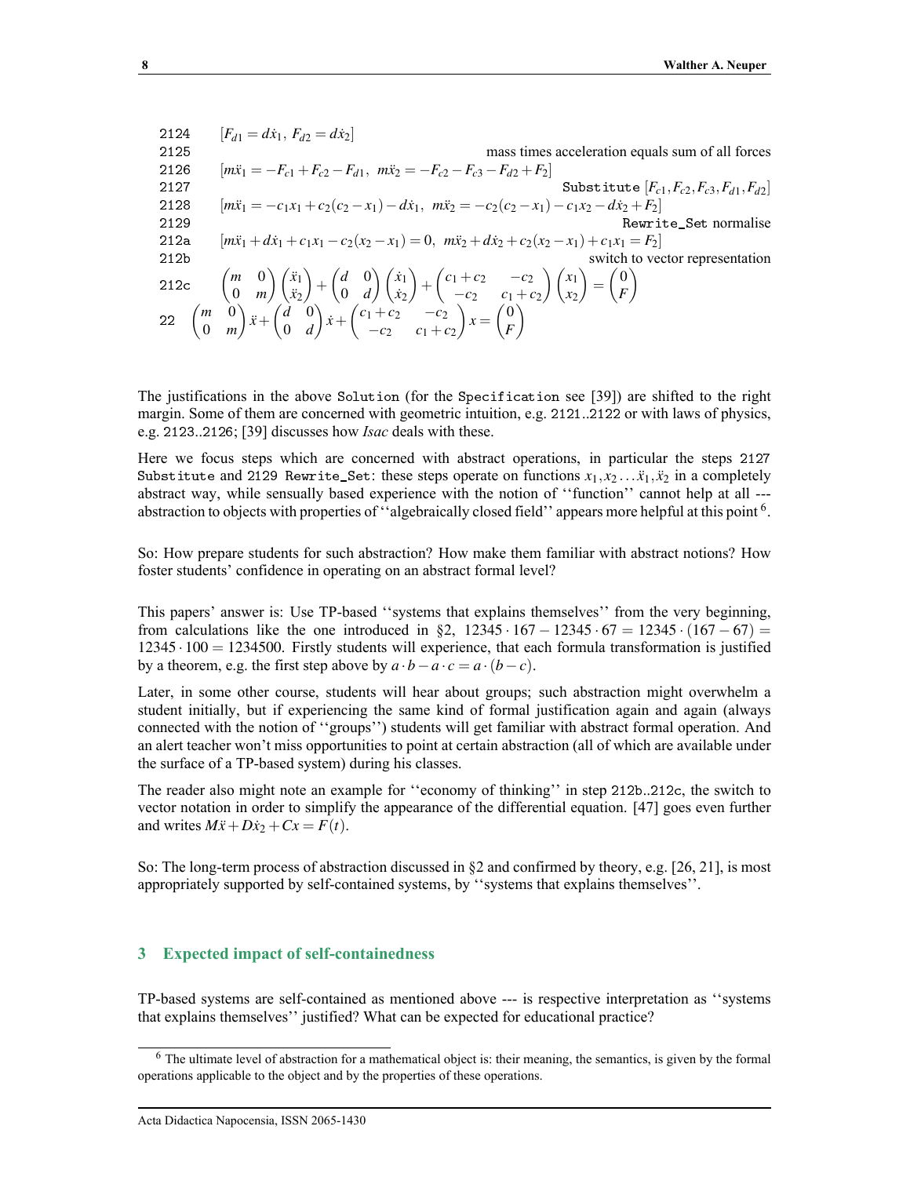```
2124    [F_{d1} = d ẋ_1, F_{d2} = d ẋ_2]
2125                                   mass times acceleration equals sum of all forces
2126    [m ẍ_1 = −F_{c1} + F_{c2} − F_{d1},  m ẍ_2 = −F_{c2} − F_{c3} − F_{d2} + F_2]
2127                                   Substitute [F_{c1}, F_{c2}, F_{c3}, F_{d1}, F_{d2}]
2128    [m ẍ_1 = −c_1 x_1 + c_2(c_2 − x_1) − d ẋ_1,  m ẍ_2 = −c_2(c_2 − x_1) − c_1 x_2 − d ẋ_2 + F_2]
2129                                   Rewrite_Set normalise
212a    [m ẍ_1 + d ẋ_1 + c_1 x_1 − c_2(x_2 − x_1) = 0,  m ẍ_2 + d ẋ_2 + c_2(x_2 − x_1) + c_1 x_1 = F_2]
212b                                   switch to vector representation
```

212c
$$\begin{pmatrix} m & 0 \\ 0 & m \end{pmatrix} \begin{pmatrix} \ddot{x}_1 \\ \ddot{x}_2 \end{pmatrix} + \begin{pmatrix} d & 0 \\ 0 & d \end{pmatrix} \begin{pmatrix} \dot{x}_1 \\ \dot{x}_2 \end{pmatrix} + \begin{pmatrix} c_1 + c_2 & -c_2 \\ -c_2 & c_1 + c_2 \end{pmatrix} \begin{pmatrix} x_1 \\ x_2 \end{pmatrix} = \begin{pmatrix} 0 \\ F \end{pmatrix}$$

22
$$\begin{pmatrix} m & 0 \\ 0 & m \end{pmatrix} \ddot{x} + \begin{pmatrix} d & 0 \\ 0 & d \end{pmatrix} \dot{x} + \begin{pmatrix} c_1 + c_2 & -c_2 \\ -c_2 & c_1 + c_2 \end{pmatrix} x = \begin{pmatrix} 0 \\ F \end{pmatrix}$$

The justifications in the above `Solution` (for the `Specification` see [39]) are shifted to the right margin. Some of them are concerned with geometric intuition, e.g. `2121`..`2122` or with laws of physics, e.g. `2123`..`2126`; [39] discusses how *Isac* deals with these.

Here we focus steps which are concerned with abstract operations, in particular the steps `2127 Substitute` and `2129 Rewrite_Set`: these steps operate on functions $x_1, x_2 \ldots \ddot{x}_1, \ddot{x}_2$ in a completely abstract way, while sensually based experience with the notion of ''function'' cannot help at all --- abstraction to objects with properties of ''algebraically closed field'' appears more helpful at this point [6].

So: How prepare students for such abstraction? How make them familiar with abstract notions? How foster students' confidence in operating on an abstract formal level?

This papers' answer is: Use TP-based ''systems that explains themselves'' from the very beginning, from calculations like the one introduced in §2, $12345 \cdot 167 - 12345 \cdot 67 = 12345 \cdot (167 - 67) = 12345 \cdot 100 = 1234500$. Firstly students will experience, that each formula transformation is justified by a theorem, e.g. the first step above by $a \cdot b - a \cdot c = a \cdot (b - c)$.

Later, in some other course, students will hear about groups; such abstraction might overwhelm a student initially, but if experiencing the same kind of formal justification again and again (always connected with the notion of ''groups'') students will get familiar with abstract formal operation. And an alert teacher won't miss opportunities to point at certain abstraction (all of which are available under the surface of a TP-based system) during his classes.

The reader also might note an example for ''economy of thinking'' in step `212b`..`212c`, the switch to vector notation in order to simplify the appearance of the differential equation. [47] goes even further and writes $M\ddot{x} + D\dot{x}_2 + Cx = F(t)$.

So: The long-term process of abstraction discussed in §2 and confirmed by theory, e.g. [26, 21], is most appropriately supported by self-contained systems, by ''systems that explains themselves''.

## 3 Expected impact of self-containedness

TP-based systems are self-contained as mentioned above --- is respective interpretation as ''systems that explains themselves'' justified? What can be expected for educational practice?

---

[6] The ultimate level of abstraction for a mathematical object is: their meaning, the semantics, is given by the formal operations applicable to the object and by the properties of these operations.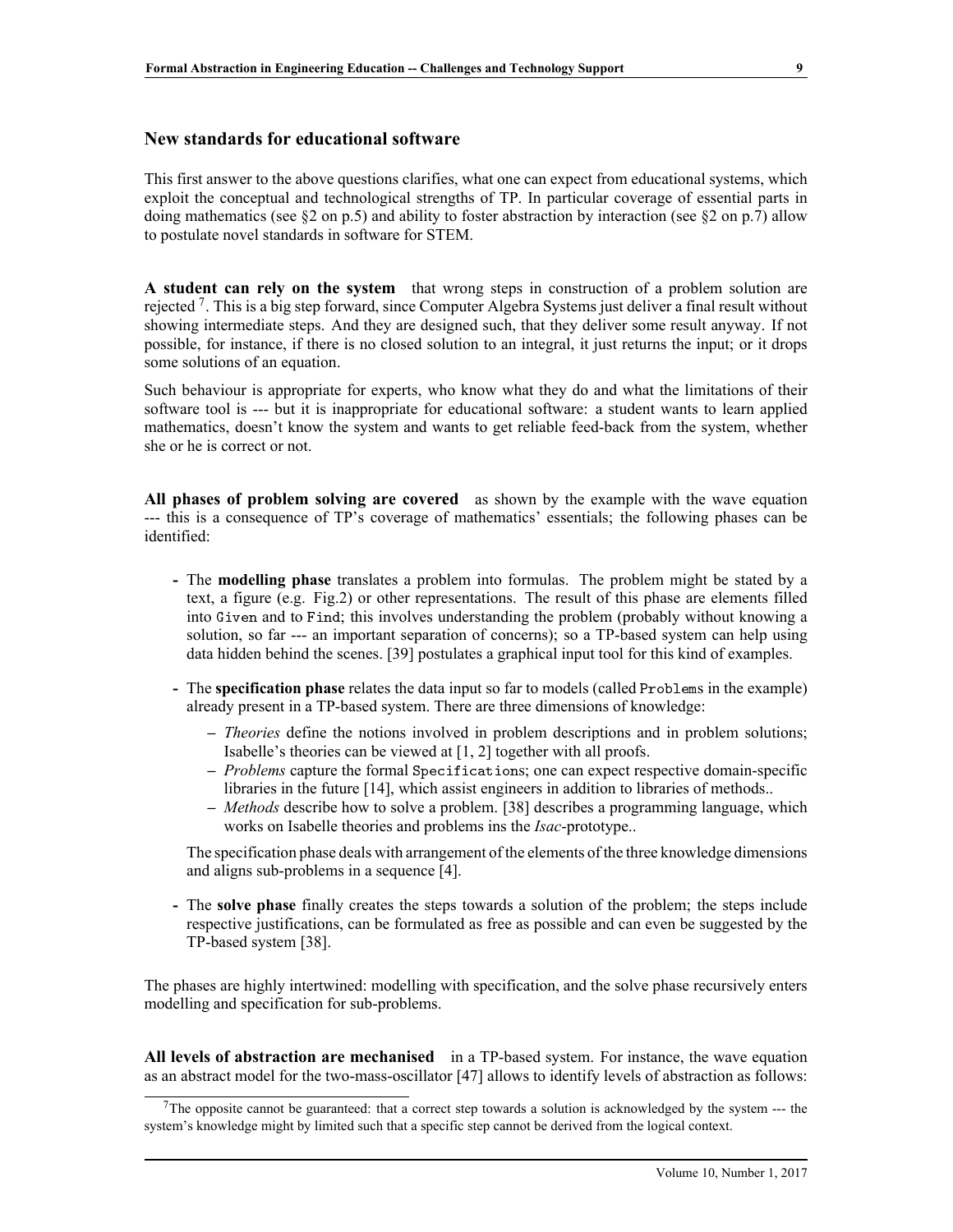## New standards for educational software

This first answer to the above questions clarifies, what one can expect from educational systems, which exploit the conceptual and technological strengths of TP. In particular coverage of essential parts in doing mathematics (see §2 on p.5) and ability to foster abstraction by interaction (see §2 on p.7) allow to postulate novel standards in software for STEM.

**A student can rely on the system** that wrong steps in construction of a problem solution are rejected [7]. This is a big step forward, since Computer Algebra Systems just deliver a final result without showing intermediate steps. And they are designed such, that they deliver some result anyway. If not possible, for instance, if there is no closed solution to an integral, it just returns the input; or it drops some solutions of an equation.

Such behaviour is appropriate for experts, who know what they do and what the limitations of their software tool is --- but it is inappropriate for educational software: a student wants to learn applied mathematics, doesn't know the system and wants to get reliable feed-back from the system, whether she or he is correct or not.

**All phases of problem solving are covered** as shown by the example with the wave equation --- this is a consequence of TP's coverage of mathematics' essentials; the following phases can be identified:

- The **modelling phase** translates a problem into formulas. The problem might be stated by a text, a figure (e.g. Fig.2) or other representations. The result of this phase are elements filled into `Given` and to `Find`; this involves understanding the problem (probably without knowing a solution, so far --- an important separation of concerns); so a TP-based system can help using data hidden behind the scenes. [39] postulates a graphical input tool for this kind of examples.

- The **specification phase** relates the data input so far to models (called `Problems` in the example) already present in a TP-based system. There are three dimensions of knowledge:
  - *Theories* define the notions involved in problem descriptions and in problem solutions; Isabelle's theories can be viewed at [1, 2] together with all proofs.
  - *Problems* capture the formal `Specifications`; one can expect respective domain-specific libraries in the future [14], which assist engineers in addition to libraries of methods..
  - *Methods* describe how to solve a problem. [38] describes a programming language, which works on Isabelle theories and problems ins the *Isac*-prototype..

  The specification phase deals with arrangement of the elements of the three knowledge dimensions and aligns sub-problems in a sequence [4].

- The **solve phase** finally creates the steps towards a solution of the problem; the steps include respective justifications, can be formulated as free as possible and can even be suggested by the TP-based system [38].

The phases are highly intertwined: modelling with specification, and the solve phase recursively enters modelling and specification for sub-problems.

**All levels of abstraction are mechanised** in a TP-based system. For instance, the wave equation as an abstract model for the two-mass-oscillator [47] allows to identify levels of abstraction as follows:

[7] The opposite cannot be guaranteed: that a correct step towards a solution is acknowledged by the system --- the system's knowledge might by limited such that a specific step cannot be derived from the logical context.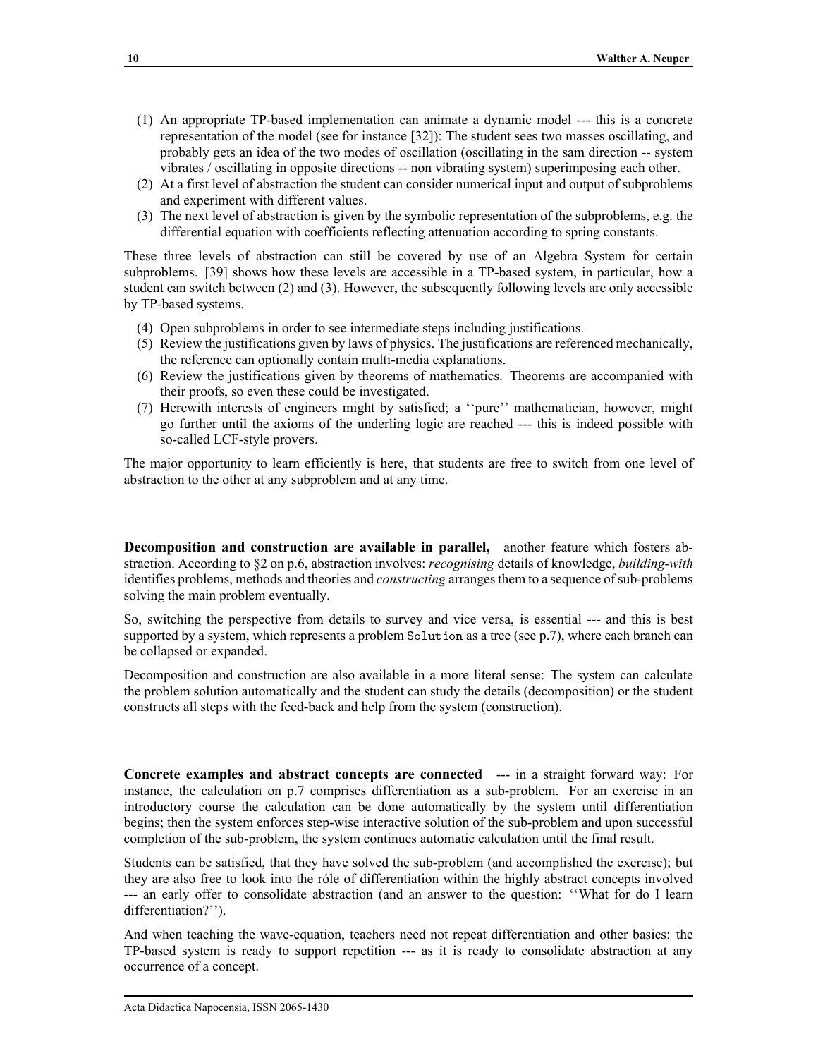(1) An appropriate TP-based implementation can animate a dynamic model --- this is a concrete representation of the model (see for instance [32]): The student sees two masses oscillating, and probably gets an idea of the two modes of oscillation (oscillating in the sam direction -- system vibrates / oscillating in opposite directions -- non vibrating system) superimposing each other.
(2) At a first level of abstraction the student can consider numerical input and output of subproblems and experiment with different values.
(3) The next level of abstraction is given by the symbolic representation of the subproblems, e.g. the differential equation with coefficients reflecting attenuation according to spring constants.

These three levels of abstraction can still be covered by use of an Algebra System for certain subproblems. [39] shows how these levels are accessible in a TP-based system, in particular, how a student can switch between (2) and (3). However, the subsequently following levels are only accessible by TP-based systems.

(4) Open subproblems in order to see intermediate steps including justifications.
(5) Review the justifications given by laws of physics. The justifications are referenced mechanically, the reference can optionally contain multi-media explanations.
(6) Review the justifications given by theorems of mathematics. Theorems are accompanied with their proofs, so even these could be investigated.
(7) Herewith interests of engineers might by satisfied; a ''pure'' mathematician, however, might go further until the axioms of the underling logic are reached --- this is indeed possible with so-called LCF-style provers.

The major opportunity to learn efficiently is here, that students are free to switch from one level of abstraction to the other at any subproblem and at any time.

**Decomposition and construction are available in parallel,** another feature which fosters abstraction. According to §2 on p.6, abstraction involves: *recognising* details of knowledge, *building-with* identifies problems, methods and theories and *constructing* arranges them to a sequence of sub-problems solving the main problem eventually.

So, switching the perspective from details to survey and vice versa, is essential --- and this is best supported by a system, which represents a problem `Solution` as a tree (see p.7), where each branch can be collapsed or expanded.

Decomposition and construction are also available in a more literal sense: The system can calculate the problem solution automatically and the student can study the details (decomposition) or the student constructs all steps with the feed-back and help from the system (construction).

**Concrete examples and abstract concepts are connected** --- in a straight forward way: For instance, the calculation on p.7 comprises differentiation as a sub-problem. For an exercise in an introductory course the calculation can be done automatically by the system until differentiation begins; then the system enforces step-wise interactive solution of the sub-problem and upon successful completion of the sub-problem, the system continues automatic calculation until the final result.

Students can be satisfied, that they have solved the sub-problem (and accomplished the exercise); but they are also free to look into the róle of differentiation within the highly abstract concepts involved --- an early offer to consolidate abstraction (and an answer to the question: ''What for do I learn differentiation?'').

And when teaching the wave-equation, teachers need not repeat differentiation and other basics: the TP-based system is ready to support repetition --- as it is ready to consolidate abstraction at any occurrence of a concept.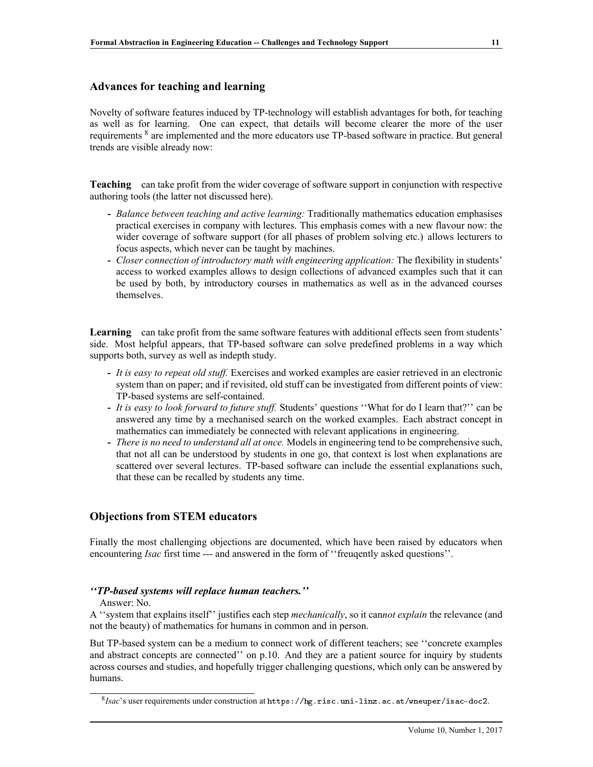## Advances for teaching and learning

Novelty of software features induced by TP-technology will establish advantages for both, for teaching as well as for learning. One can expect, that details will become clearer the more of the user requirements [8] are implemented and the more educators use TP-based software in practice. But general trends are visible already now:

**Teaching** can take profit from the wider coverage of software support in conjunction with respective authoring tools (the latter not discussed here).

- *Balance between teaching and active learning:* Traditionally mathematics education emphasises practical exercises in company with lectures. This emphasis comes with a new flavour now: the wider coverage of software support (for all phases of problem solving etc.) allows lecturers to focus aspects, which never can be taught by machines.
- *Closer connection of introductory math with engineering application:* The flexibility in students' access to worked examples allows to design collections of advanced examples such that it can be used by both, by introductory courses in mathematics as well as in the advanced courses themselves.

**Learning** can take profit from the same software features with additional effects seen from students' side. Most helpful appears, that TP-based software can solve predefined problems in a way which supports both, survey as well as indepth study.

- *It is easy to repeat old stuff.* Exercises and worked examples are easier retrieved in an electronic system than on paper; and if revisited, old stuff can be investigated from different points of view: TP-based systems are self-contained.
- *It is easy to look forward to future stuff.* Students' questions ''What for do I learn that?'' can be answered any time by a mechanised search on the worked examples. Each abstract concept in mathematics can immediately be connected with relevant applications in engineering.
- *There is no need to understand all at once.* Models in engineering tend to be comprehensive such, that not all can be understood by students in one go, that context is lost when explanations are scattered over several lectures. TP-based software can include the essential explanations such, that these can be recalled by students any time.

## Objections from STEM educators

Finally the most challenging objections are documented, which have been raised by educators when encountering *Isac* first time --- and answered in the form of ''freuqently asked questions''.

***''TP-based systems will replace human teachers.''***

Answer: No.

A ''system that explains itself'' justifies each step *mechanically*, so it can*not explain* the relevance (and not the beauty) of mathematics for humans in common and in person.

But TP-based system can be a medium to connect work of different teachers; see ''concrete examples and abstract concepts are connected'' on p.10. And they are a patient source for inquiry by students across courses and studies, and hopefully trigger challenging questions, which only can be answered by humans.

[8] *Isac*'s user requirements under construction at `https://hg.risc.uni-linz.ac.at/wneuper/isac-doc2`.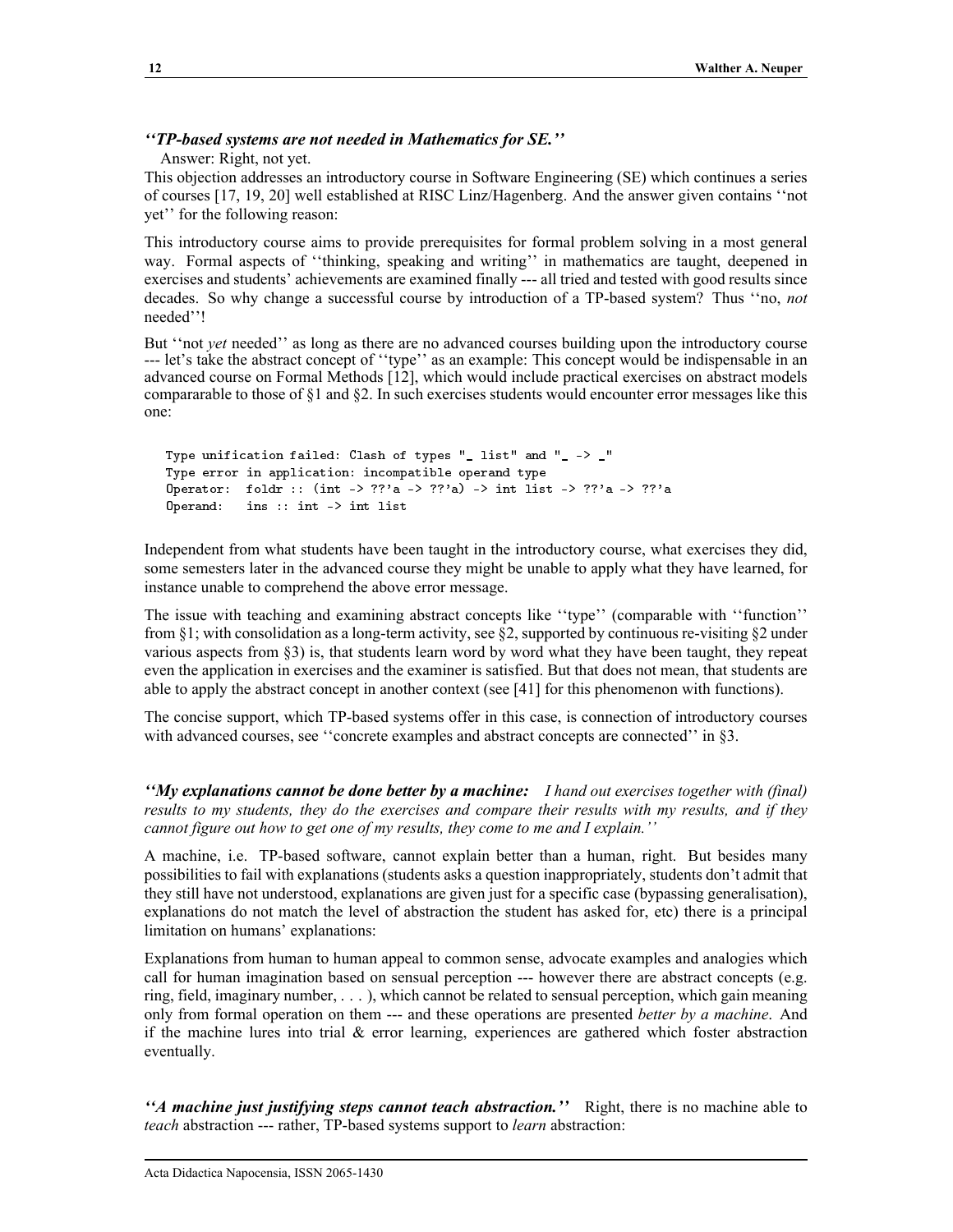***''TP-based systems are not needed in Mathematics for SE.''***

Answer: Right, not yet.

This objection addresses an introductory course in Software Engineering (SE) which continues a series of courses [17, 19, 20] well established at RISC Linz/Hagenberg. And the answer given contains ''not yet'' for the following reason:

This introductory course aims to provide prerequisites for formal problem solving in a most general way. Formal aspects of ''thinking, speaking and writing'' in mathematics are taught, deepened in exercises and students' achievements are examined finally --- all tried and tested with good results since decades. So why change a successful course by introduction of a TP-based system? Thus ''no, *not* needed''!

But ''not *yet* needed'' as long as there are no advanced courses building upon the introductory course --- let's take the abstract concept of ''type'' as an example: This concept would be indispensable in an advanced course on Formal Methods [12], which would include practical exercises on abstract models compararable to those of §1 and §2. In such exercises students would encounter error messages like this one:

```
Type unification failed: Clash of types "_ list" and "_ -> _"
Type error in application: incompatible operand type
Operator:  foldr :: (int -> ??'a -> ??'a) -> int list -> ??'a -> ??'a
Operand:   ins :: int -> int list
```

Independent from what students have been taught in the introductory course, what exercises they did, some semesters later in the advanced course they might be unable to apply what they have learned, for instance unable to comprehend the above error message.

The issue with teaching and examining abstract concepts like ''type'' (comparable with ''function'' from §1; with consolidation as a long-term activity, see §2, supported by continuous re-visiting §2 under various aspects from §3) is, that students learn word by word what they have been taught, they repeat even the application in exercises and the examiner is satisfied. But that does not mean, that students are able to apply the abstract concept in another context (see [41] for this phenomenon with functions).

The concise support, which TP-based systems offer in this case, is connection of introductory courses with advanced courses, see ''concrete examples and abstract concepts are connected'' in §3.

***''My explanations cannot be done better by a machine:*** *I hand out exercises together with (final) results to my students, they do the exercises and compare their results with my results, and if they cannot figure out how to get one of my results, they come to me and I explain.''*

A machine, i.e. TP-based software, cannot explain better than a human, right. But besides many possibilities to fail with explanations (students asks a question inappropriately, students don't admit that they still have not understood, explanations are given just for a specific case (bypassing generalisation), explanations do not match the level of abstraction the student has asked for, etc) there is a principal limitation on humans' explanations:

Explanations from human to human appeal to common sense, advocate examples and analogies which call for human imagination based on sensual perception --- however there are abstract concepts (e.g. ring, field, imaginary number, . . . ), which cannot be related to sensual perception, which gain meaning only from formal operation on them --- and these operations are presented *better by a machine*. And if the machine lures into trial & error learning, experiences are gathered which foster abstraction eventually.

***''A machine just justifying steps cannot teach abstraction.''*** Right, there is no machine able to *teach* abstraction --- rather, TP-based systems support to *learn* abstraction: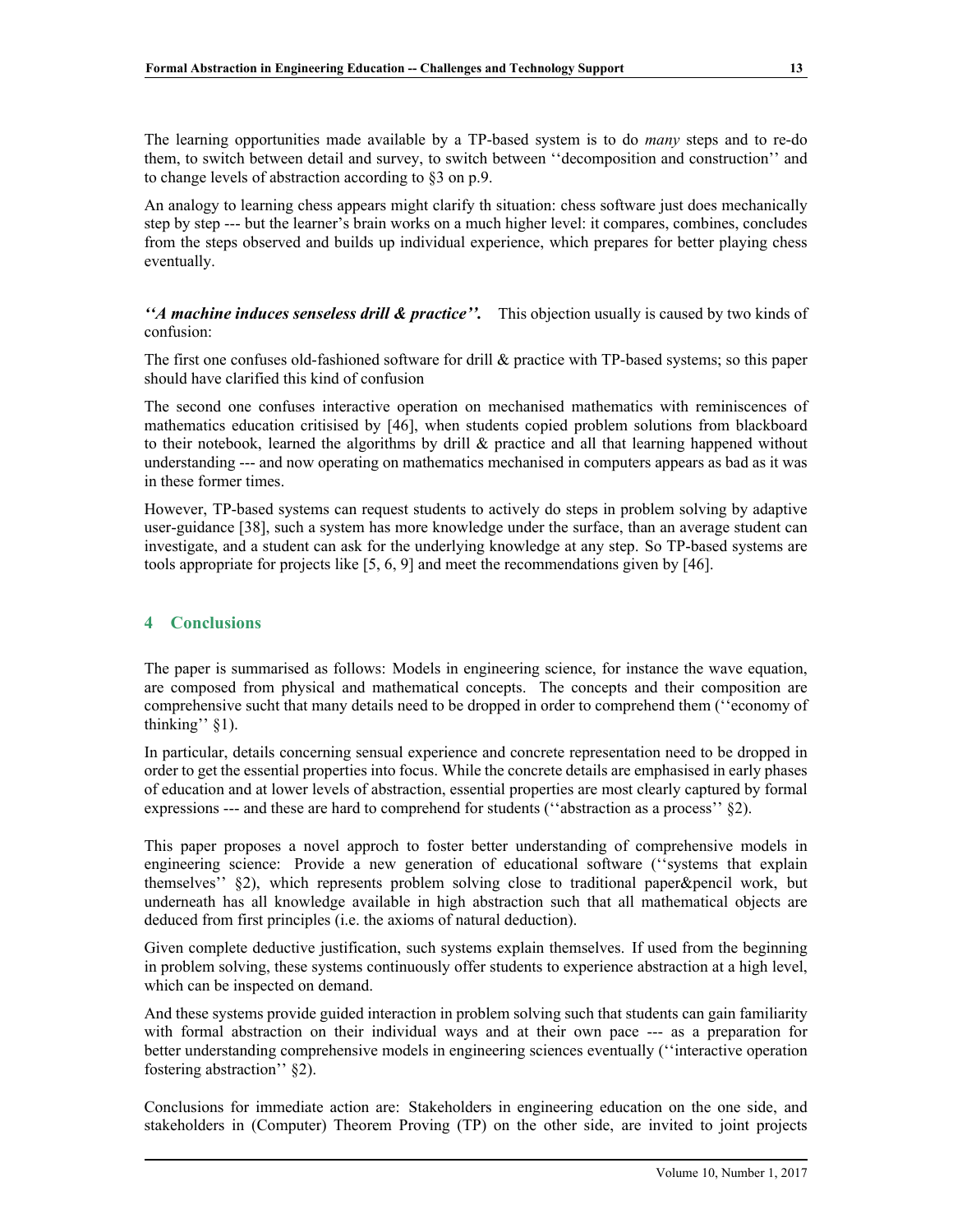The learning opportunities made available by a TP-based system is to do *many* steps and to re-do them, to switch between detail and survey, to switch between ''decomposition and construction'' and to change levels of abstraction according to §3 on p.9.

An analogy to learning chess appears might clarify th situation: chess software just does mechanically step by step --- but the learner's brain works on a much higher level: it compares, combines, concludes from the steps observed and builds up individual experience, which prepares for better playing chess eventually.

***''A machine induces senseless drill & practice''.*** This objection usually is caused by two kinds of confusion:

The first one confuses old-fashioned software for drill & practice with TP-based systems; so this paper should have clarified this kind of confusion

The second one confuses interactive operation on mechanised mathematics with reminiscences of mathematics education critisised by [46], when students copied problem solutions from blackboard to their notebook, learned the algorithms by drill & practice and all that learning happened without understanding --- and now operating on mathematics mechanised in computers appears as bad as it was in these former times.

However, TP-based systems can request students to actively do steps in problem solving by adaptive user-guidance [38], such a system has more knowledge under the surface, than an average student can investigate, and a student can ask for the underlying knowledge at any step. So TP-based systems are tools appropriate for projects like [5, 6, 9] and meet the recommendations given by [46].

## 4 Conclusions

The paper is summarised as follows: Models in engineering science, for instance the wave equation, are composed from physical and mathematical concepts. The concepts and their composition are comprehensive sucht that many details need to be dropped in order to comprehend them (''economy of thinking'' §1).

In particular, details concerning sensual experience and concrete representation need to be dropped in order to get the essential properties into focus. While the concrete details are emphasised in early phases of education and at lower levels of abstraction, essential properties are most clearly captured by formal expressions --- and these are hard to comprehend for students (''abstraction as a process'' §2).

This paper proposes a novel approch to foster better understanding of comprehensive models in engineering science: Provide a new generation of educational software (''systems that explain themselves'' §2), which represents problem solving close to traditional paper&pencil work, but underneath has all knowledge available in high abstraction such that all mathematical objects are deduced from first principles (i.e. the axioms of natural deduction).

Given complete deductive justification, such systems explain themselves. If used from the beginning in problem solving, these systems continuously offer students to experience abstraction at a high level, which can be inspected on demand.

And these systems provide guided interaction in problem solving such that students can gain familiarity with formal abstraction on their individual ways and at their own pace --- as a preparation for better understanding comprehensive models in engineering sciences eventually (''interactive operation fostering abstraction'' §2).

Conclusions for immediate action are: Stakeholders in engineering education on the one side, and stakeholders in (Computer) Theorem Proving (TP) on the other side, are invited to joint projects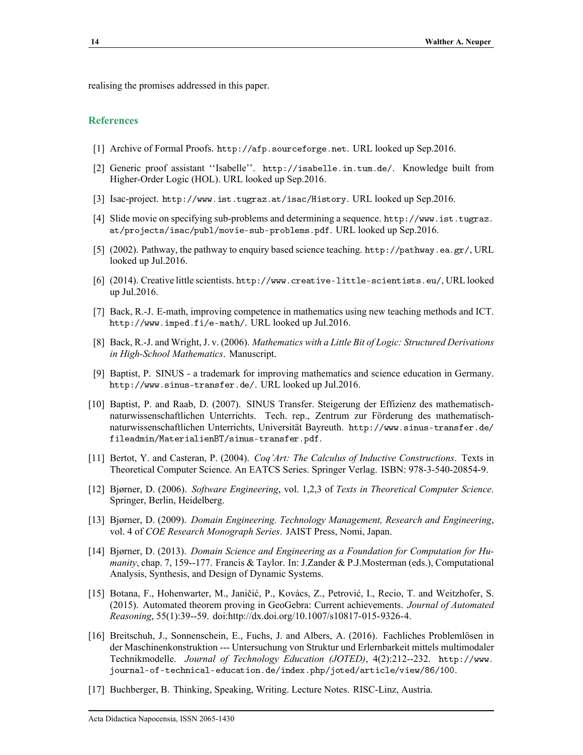realising the promises addressed in this paper.

## References

[1] Archive of Formal Proofs. http://afp.sourceforge.net. URL looked up Sep.2016.

[2] Generic proof assistant ''Isabelle''. http://isabelle.in.tum.de/. Knowledge built from Higher-Order Logic (HOL). URL looked up Sep.2016.

[3] Isac-project. http://www.ist.tugraz.at/isac/History. URL looked up Sep.2016.

[4] Slide movie on specifying sub-problems and determining a sequence. http://www.ist.tugraz.at/projects/isac/publ/movie-sub-problems.pdf. URL looked up Sep.2016.

[5] (2002). Pathway, the pathway to enquiry based science teaching. http://pathway.ea.gr/, URL looked up Jul.2016.

[6] (2014). Creative little scientists. http://www.creative-little-scientists.eu/, URL looked up Jul.2016.

[7] Back, R.-J. E-math, improving competence in mathematics using new teaching methods and ICT. http://www.imped.fi/e-math/. URL looked up Jul.2016.

[8] Back, R.-J. and Wright, J. v. (2006). *Mathematics with a Little Bit of Logic: Structured Derivations in High-School Mathematics*. Manuscript.

[9] Baptist, P. SINUS - a trademark for improving mathematics and science education in Germany. http://www.sinus-transfer.de/. URL looked up Jul.2016.

[10] Baptist, P. and Raab, D. (2007). SINUS Transfer. Steigerung der Effizienz des mathematisch-naturwissenschaftlichen Unterrichts. Tech. rep., Zentrum zur Förderung des mathematisch-naturwissenschaftlichen Unterrichts, Universität Bayreuth. http://www.sinus-transfer.de/fileadmin/MaterialienBT/sinus-transfer.pdf.

[11] Bertot, Y. and Casteran, P. (2004). *Coq'Art: The Calculus of Inductive Constructions*. Texts in Theoretical Computer Science. An EATCS Series. Springer Verlag. ISBN: 978-3-540-20854-9.

[12] Bjørner, D. (2006). *Software Engineering*, vol. 1,2,3 of *Texts in Theoretical Computer Science*. Springer, Berlin, Heidelberg.

[13] Bjørner, D. (2009). *Domain Engineering. Technology Management, Research and Engineering*, vol. 4 of *COE Research Monograph Series*. JAIST Press, Nomi, Japan.

[14] Bjørner, D. (2013). *Domain Science and Engineering as a Foundation for Computation for Humanity*, chap. 7, 159--177. Francis & Taylor. In: J.Zander & P.J.Mosterman (eds.), Computational Analysis, Synthesis, and Design of Dynamic Systems.

[15] Botana, F., Hohenwarter, M., Janičić, P., Kovács, Z., Petrović, I., Recio, T. and Weitzhofer, S. (2015). Automated theorem proving in GeoGebra: Current achievements. *Journal of Automated Reasoning*, 55(1):39--59. doi:http://dx.doi.org/10.1007/s10817-015-9326-4.

[16] Breitschuh, J., Sonnenschein, E., Fuchs, J. and Albers, A. (2016). Fachliches Problemlösen in der Maschinenkonstruktion --- Untersuchung von Struktur und Erlernbarkeit mittels multimodaler Technikmodelle. *Journal of Technology Education (JOTED)*, 4(2):212--232. http://www.journal-of-technical-education.de/index.php/joted/article/view/86/100.

[17] Buchberger, B. Thinking, Speaking, Writing. Lecture Notes. RISC-Linz, Austria.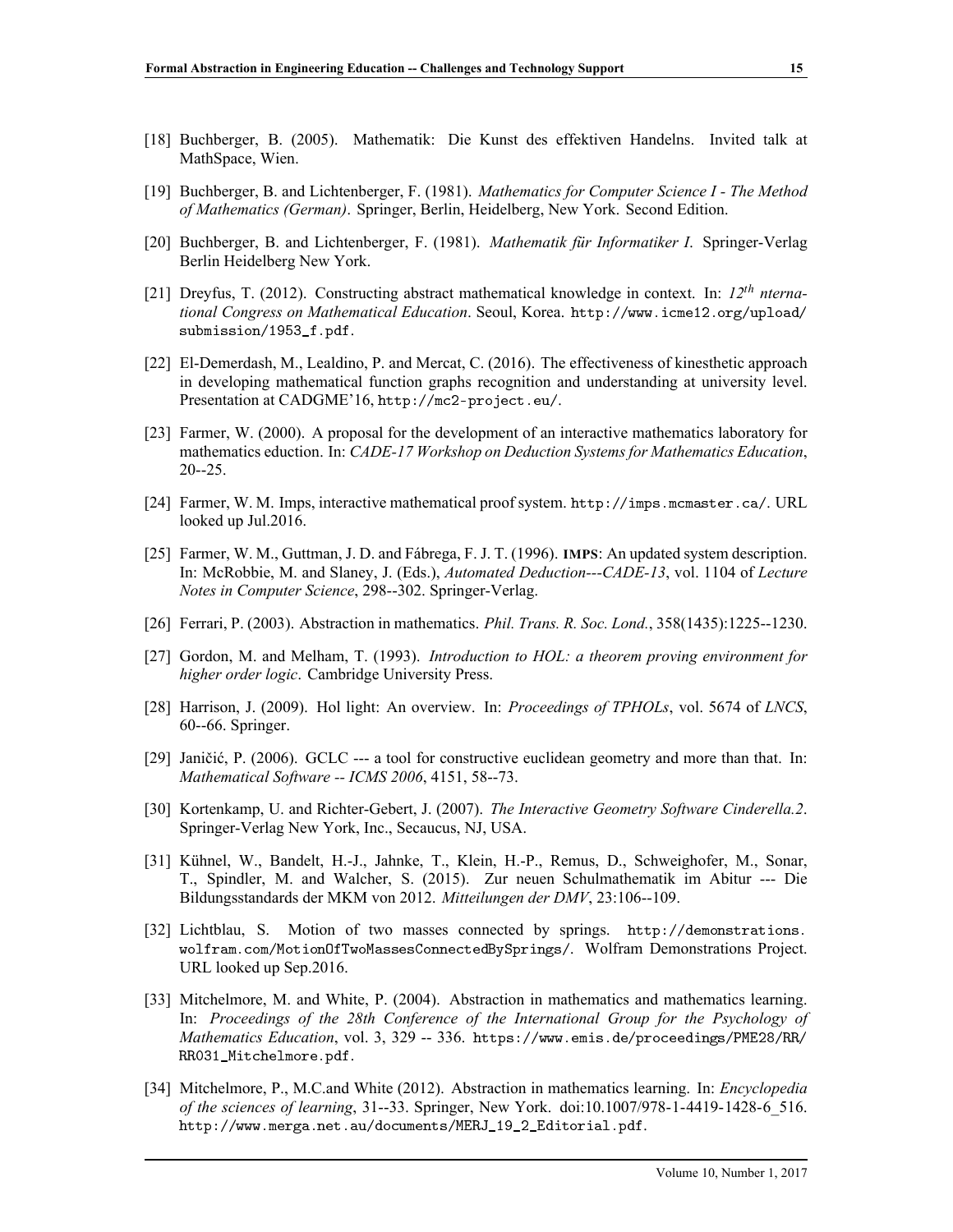[18] Buchberger, B. (2005). Mathematik: Die Kunst des effektiven Handelns. Invited talk at MathSpace, Wien.

[19] Buchberger, B. and Lichtenberger, F. (1981). *Mathematics for Computer Science I - The Method of Mathematics (German)*. Springer, Berlin, Heidelberg, New York. Second Edition.

[20] Buchberger, B. and Lichtenberger, F. (1981). *Mathematik für Informatiker I*. Springer-Verlag Berlin Heidelberg New York.

[21] Dreyfus, T. (2012). Constructing abstract mathematical knowledge in context. In: *12$^{th}$ nternational Congress on Mathematical Education*. Seoul, Korea. http://www.icme12.org/upload/submission/1953_f.pdf.

[22] El-Demerdash, M., Lealdino, P. and Mercat, C. (2016). The effectiveness of kinesthetic approach in developing mathematical function graphs recognition and understanding at university level. Presentation at CADGME'16, http://mc2-project.eu/.

[23] Farmer, W. (2000). A proposal for the development of an interactive mathematics laboratory for mathematics eduction. In: *CADE-17 Workshop on Deduction Systems for Mathematics Education*, 20--25.

[24] Farmer, W. M. Imps, interactive mathematical proof system. http://imps.mcmaster.ca/. URL looked up Jul.2016.

[25] Farmer, W. M., Guttman, J. D. and Fábrega, F. J. T. (1996). **IMPS**: An updated system description. In: McRobbie, M. and Slaney, J. (Eds.), *Automated Deduction---CADE-13*, vol. 1104 of *Lecture Notes in Computer Science*, 298--302. Springer-Verlag.

[26] Ferrari, P. (2003). Abstraction in mathematics. *Phil. Trans. R. Soc. Lond.*, 358(1435):1225--1230.

[27] Gordon, M. and Melham, T. (1993). *Introduction to HOL: a theorem proving environment for higher order logic*. Cambridge University Press.

[28] Harrison, J. (2009). Hol light: An overview. In: *Proceedings of TPHOLs*, vol. 5674 of *LNCS*, 60--66. Springer.

[29] Janičić, P. (2006). GCLC --- a tool for constructive euclidean geometry and more than that. In: *Mathematical Software -- ICMS 2006*, 4151, 58--73.

[30] Kortenkamp, U. and Richter-Gebert, J. (2007). *The Interactive Geometry Software Cinderella.2*. Springer-Verlag New York, Inc., Secaucus, NJ, USA.

[31] Kühnel, W., Bandelt, H.-J., Jahnke, T., Klein, H.-P., Remus, D., Schweighofer, M., Sonar, T., Spindler, M. and Walcher, S. (2015). Zur neuen Schulmathematik im Abitur --- Die Bildungsstandards der MKM von 2012. *Mitteilungen der DMV*, 23:106--109.

[32] Lichtblau, S. Motion of two masses connected by springs. http://demonstrations.wolfram.com/MotionOfTwoMassesConnectedBySprings/. Wolfram Demonstrations Project. URL looked up Sep.2016.

[33] Mitchelmore, M. and White, P. (2004). Abstraction in mathematics and mathematics learning. In: *Proceedings of the 28th Conference of the International Group for the Psychology of Mathematics Education*, vol. 3, 329 -- 336. https://www.emis.de/proceedings/PME28/RR/RR031_Mitchelmore.pdf.

[34] Mitchelmore, P., M.C.and White (2012). Abstraction in mathematics learning. In: *Encyclopedia of the sciences of learning*, 31--33. Springer, New York. doi:10.1007/978-1-4419-1428-6_516. http://www.merga.net.au/documents/MERJ_19_2_Editorial.pdf.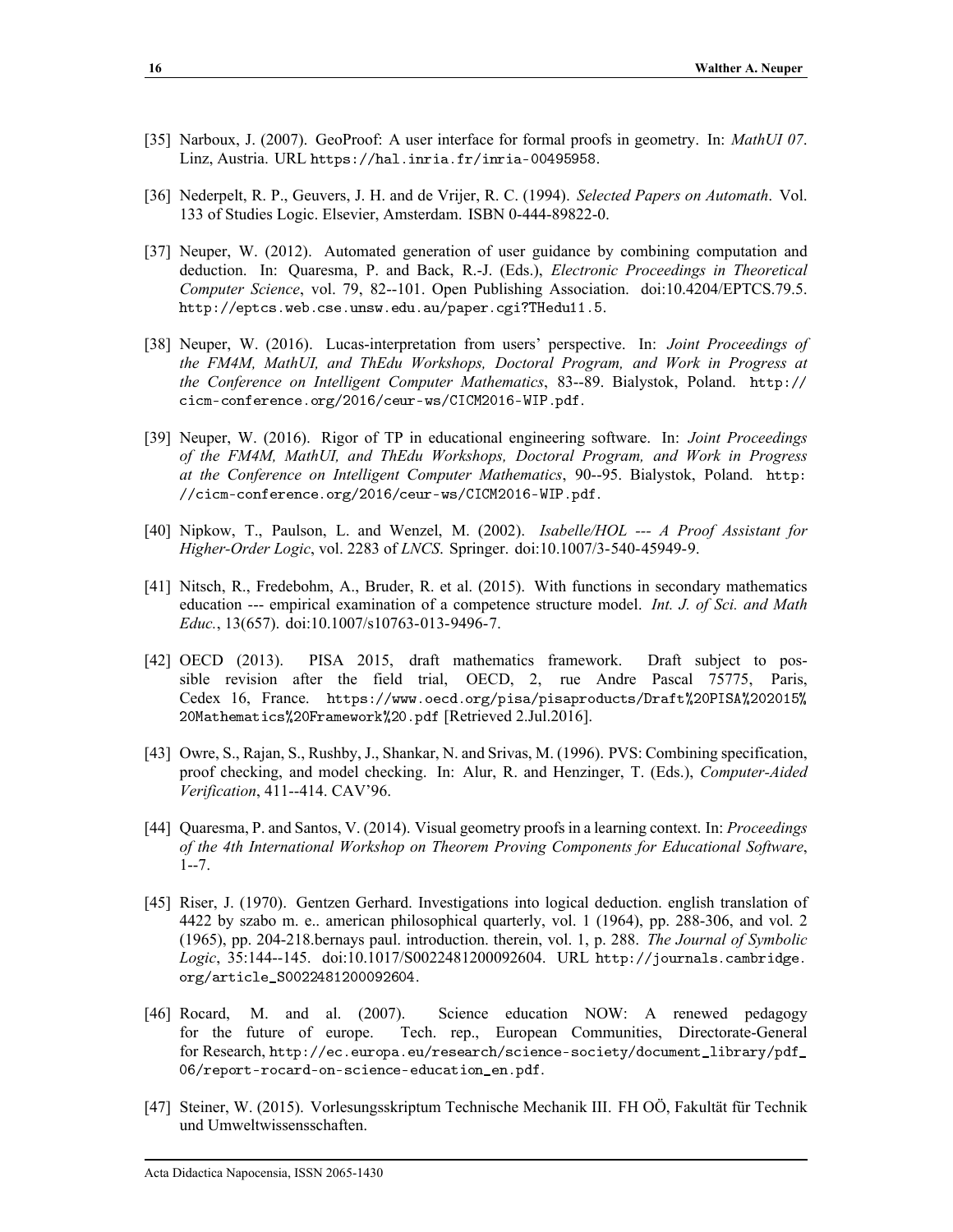[35] Narboux, J. (2007). GeoProof: A user interface for formal proofs in geometry. In: *MathUI 07*. Linz, Austria. URL https://hal.inria.fr/inria-00495958.

[36] Nederpelt, R. P., Geuvers, J. H. and de Vrijer, R. C. (1994). *Selected Papers on Automath*. Vol. 133 of Studies Logic. Elsevier, Amsterdam. ISBN 0-444-89822-0.

[37] Neuper, W. (2012). Automated generation of user guidance by combining computation and deduction. In: Quaresma, P. and Back, R.-J. (Eds.), *Electronic Proceedings in Theoretical Computer Science*, vol. 79, 82--101. Open Publishing Association. doi:10.4204/EPTCS.79.5. http://eptcs.web.cse.unsw.edu.au/paper.cgi?THedu11.5.

[38] Neuper, W. (2016). Lucas-interpretation from users' perspective. In: *Joint Proceedings of the FM4M, MathUI, and ThEdu Workshops, Doctoral Program, and Work in Progress at the Conference on Intelligent Computer Mathematics*, 83--89. Bialystok, Poland. http://cicm-conference.org/2016/ceur-ws/CICM2016-WIP.pdf.

[39] Neuper, W. (2016). Rigor of TP in educational engineering software. In: *Joint Proceedings of the FM4M, MathUI, and ThEdu Workshops, Doctoral Program, and Work in Progress at the Conference on Intelligent Computer Mathematics*, 90--95. Bialystok, Poland. http://cicm-conference.org/2016/ceur-ws/CICM2016-WIP.pdf.

[40] Nipkow, T., Paulson, L. and Wenzel, M. (2002). *Isabelle/HOL --- A Proof Assistant for Higher-Order Logic*, vol. 2283 of *LNCS*. Springer. doi:10.1007/3-540-45949-9.

[41] Nitsch, R., Fredebohm, A., Bruder, R. et al. (2015). With functions in secondary mathematics education --- empirical examination of a competence structure model. *Int. J. of Sci. and Math Educ.*, 13(657). doi:10.1007/s10763-013-9496-7.

[42] OECD (2013). PISA 2015, draft mathematics framework. Draft subject to possible revision after the field trial, OECD, 2, rue Andre Pascal 75775, Paris, Cedex 16, France. https://www.oecd.org/pisa/pisaproducts/Draft%20PISA%202015%20Mathematics%20Framework%20.pdf [Retrieved 2.Jul.2016].

[43] Owre, S., Rajan, S., Rushby, J., Shankar, N. and Srivas, M. (1996). PVS: Combining specification, proof checking, and model checking. In: Alur, R. and Henzinger, T. (Eds.), *Computer-Aided Verification*, 411--414. CAV'96.

[44] Quaresma, P. and Santos, V. (2014). Visual geometry proofs in a learning context. In: *Proceedings of the 4th International Workshop on Theorem Proving Components for Educational Software*, 1--7.

[45] Riser, J. (1970). Gentzen Gerhard. Investigations into logical deduction. english translation of 4422 by szabo m. e.. american philosophical quarterly, vol. 1 (1964), pp. 288-306, and vol. 2 (1965), pp. 204-218.bernays paul. introduction. therein, vol. 1, p. 288. *The Journal of Symbolic Logic*, 35:144--145. doi:10.1017/S0022481200092604. URL http://journals.cambridge.org/article_S0022481200092604.

[46] Rocard, M. and al. (2007). Science education NOW: A renewed pedagogy for the future of europe. Tech. rep., European Communities, Directorate-General for Research, http://ec.europa.eu/research/science-society/document_library/pdf_06/report-rocard-on-science-education_en.pdf.

[47] Steiner, W. (2015). Vorlesungsskriptum Technische Mechanik III. FH OÖ, Fakultät für Technik und Umweltwissensschaften.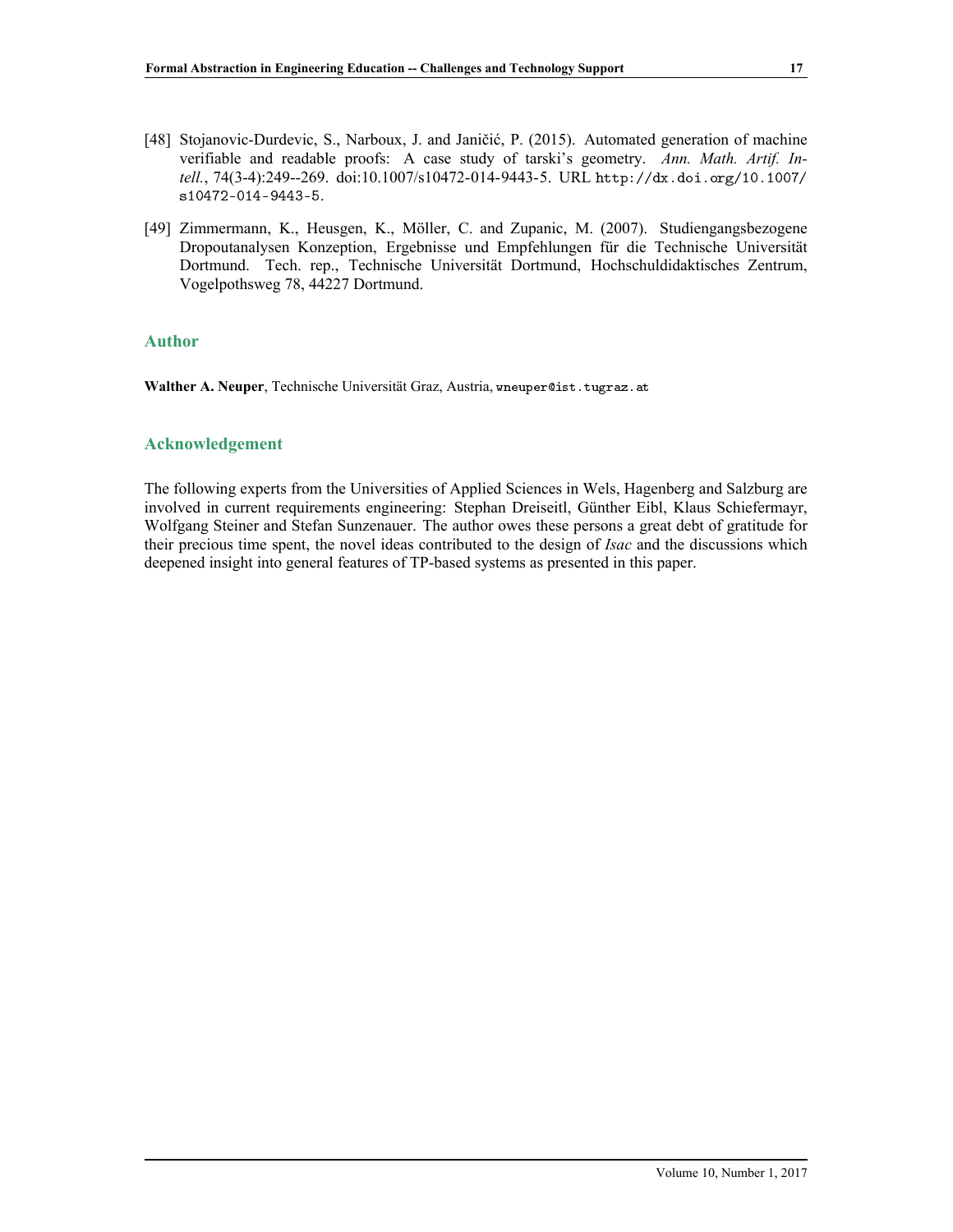[48] Stojanovic-Durdevic, S., Narboux, J. and Janičić, P. (2015). Automated generation of machine verifiable and readable proofs: A case study of tarski's geometry. *Ann. Math. Artif. Intell.*, 74(3-4):249--269. doi:10.1007/s10472-014-9443-5. URL http://dx.doi.org/10.1007/s10472-014-9443-5.

[49] Zimmermann, K., Heusgen, K., Möller, C. and Zupanic, M. (2007). Studiengangsbezogene Dropoutanalysen Konzeption, Ergebnisse und Empfehlungen für die Technische Universität Dortmund. Tech. rep., Technische Universität Dortmund, Hochschuldidaktisches Zentrum, Vogelpothsweg 78, 44227 Dortmund.

## Author

**Walther A. Neuper**, Technische Universität Graz, Austria, wneuper@ist.tugraz.at

## Acknowledgement

The following experts from the Universities of Applied Sciences in Wels, Hagenberg and Salzburg are involved in current requirements engineering: Stephan Dreiseitl, Günther Eibl, Klaus Schiefermayr, Wolfgang Steiner and Stefan Sunzenauer. The author owes these persons a great debt of gratitude for their precious time spent, the novel ideas contributed to the design of *Isac* and the discussions which deepened insight into general features of TP-based systems as presented in this paper.